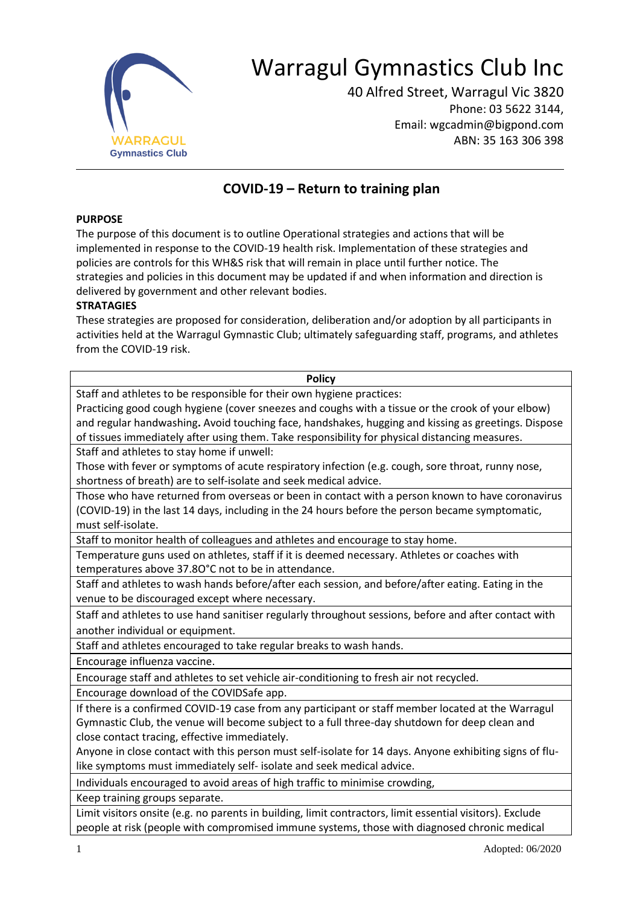# Warragul Gymnastics Club Inc

40 Alfred Street, Warragul Vic 3820
Phone: 03 5622 3144,
Email: wgcadmin@bigpond.com
ABN: 35 163 306 398

## COVID-19 – Return to training plan

**PURPOSE**
The purpose of this document is to outline Operational strategies and actions that will be implemented in response to the COVID-19 health risk. Implementation of these strategies and policies are controls for this WH&S risk that will remain in place until further notice. The strategies and policies in this document may be updated if and when information and direction is delivered by government and other relevant bodies.

**STRATAGIES**
These strategies are proposed for consideration, deliberation and/or adoption by all participants in activities held at the Warragul Gymnastic Club; ultimately safeguarding staff, programs, and athletes from the COVID-19 risk.

| Policy |
| --- |
| Staff and athletes to be responsible for their own hygiene practices:<br>Practicing good cough hygiene (cover sneezes and coughs with a tissue or the crook of your elbow) and regular handwashing**.** Avoid touching face, handshakes, hugging and kissing as greetings. Dispose of tissues immediately after using them. Take responsibility for physical distancing measures. |
| Staff and athletes to stay home if unwell:<br>Those with fever or symptoms of acute respiratory infection (e.g. cough, sore throat, runny nose, shortness of breath) are to self-isolate and seek medical advice. |
| Those who have returned from overseas or been in contact with a person known to have coronavirus (COVID-19) in the last 14 days, including in the 24 hours before the person became symptomatic, must self-isolate. |
| Staff to monitor health of colleagues and athletes and encourage to stay home. |
| Temperature guns used on athletes, staff if it is deemed necessary. Athletes or coaches with temperatures above 37.8O°C not to be in attendance. |
| Staff and athletes to wash hands before/after each session, and before/after eating. Eating in the venue to be discouraged except where necessary. |
| Staff and athletes to use hand sanitiser regularly throughout sessions, before and after contact with another individual or equipment. |
| Staff and athletes encouraged to take regular breaks to wash hands. |
| Encourage influenza vaccine. |
| Encourage staff and athletes to set vehicle air-conditioning to fresh air not recycled. |
| Encourage download of the COVIDSafe app. |
| If there is a confirmed COVID-19 case from any participant or staff member located at the Warragul Gymnastic Club, the venue will become subject to a full three-day shutdown for deep clean and close contact tracing, effective immediately.<br>Anyone in close contact with this person must self-isolate for 14 days. Anyone exhibiting signs of flu-like symptoms must immediately self- isolate and seek medical advice. |
| Individuals encouraged to avoid areas of high traffic to minimise crowding, |
| Keep training groups separate. |
| Limit visitors onsite (e.g. no parents in building, limit contractors, limit essential visitors). Exclude people at risk (people with compromised immune systems, those with diagnosed chronic medical |

Adopted: 06/2020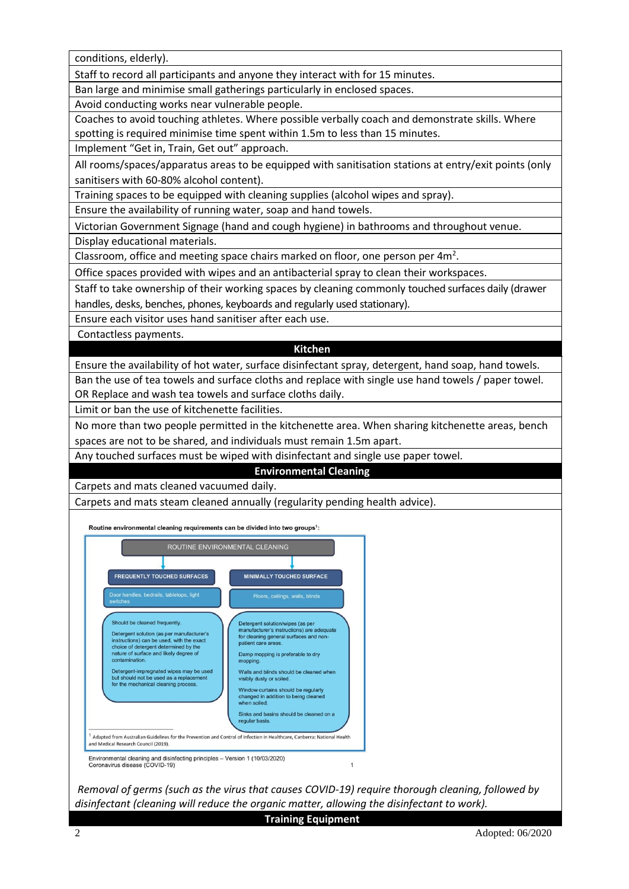| |
|---|
| conditions, elderly). |
| Staff to record all participants and anyone they interact with for 15 minutes. |
| Ban large and minimise small gatherings particularly in enclosed spaces. |
| Avoid conducting works near vulnerable people. |
| Coaches to avoid touching athletes. Where possible verbally coach and demonstrate skills. Where spotting is required minimise time spent within 1.5m to less than 15 minutes. |
| Implement "Get in, Train, Get out" approach. |
| All rooms/spaces/apparatus areas to be equipped with sanitisation stations at entry/exit points (only sanitisers with 60-80% alcohol content). |
| Training spaces to be equipped with cleaning supplies (alcohol wipes and spray). |
| Ensure the availability of running water, soap and hand towels. |
| Victorian Government Signage (hand and cough hygiene) in bathrooms and throughout venue. |
| Display educational materials. |
| Classroom, office and meeting space chairs marked on floor, one person per 4m$^2$. |
| Office spaces provided with wipes and an antibacterial spray to clean their workspaces. |
| Staff to take ownership of their working spaces by cleaning commonly touched surfaces daily (drawer handles, desks, benches, phones, keyboards and regularly used stationary). |
| Ensure each visitor uses hand sanitiser after each use. |
| Contactless payments. |
| **Kitchen** |
| Ensure the availability of hot water, surface disinfectant spray, detergent, hand soap, hand towels. |
| Ban the use of tea towels and surface cloths and replace with single use hand towels / paper towel. OR Replace and wash tea towels and surface cloths daily. |
| Limit or ban the use of kitchenette facilities. |
| No more than two people permitted in the kitchenette area. When sharing kitchenette areas, bench spaces are not to be shared, and individuals must remain 1.5m apart. |
| Any touched surfaces must be wiped with disinfectant and single use paper towel. |
| **Environmental Cleaning** |
| Carpets and mats cleaned vacuumed daily. |
| Carpets and mats steam cleaned annually (regularity pending health advice). |

Routine environmental cleaning requirements can be divided into two groups[1]:

**ROUTINE ENVIRONMENTAL CLEANING**

| FREQUENTLY TOUCHED SURFACES | MINIMALLY TOUCHED SURFACE |
|---|---|
| Door handles, bedrails, tabletops, light switches | Floors, ceilings, walls, blinds |
| Should be cleaned frequently.<br>Detergent solution (as per manufacturer's instructions) can be used, with the exact choice of detergent determined by the nature of surface and likely degree of contamination.<br>Detergent-impregnated wipes may be used but should not be used as a replacement for the mechanical cleaning process. | Detergent solution/wipes (as per manufacturer's instructions) are adequate for cleaning general surfaces and non-patient care areas.<br>Damp mopping is preferable to dry mopping.<br>Walls and blinds should be cleaned when visibly dusty or soiled.<br>Window curtains should be regularly changed in addition to being cleaned when soiled.<br>Sinks and basins should be cleaned on a regular basis. |

[1] Adapted from Australian Guidelines for the Prevention and Control of Infection in Healthcare, Canberra: National Health and Medical Research Council (2019).

Environmental cleaning and disinfecting principles – Version 1 (10/03/2020)
Coronavirus disease (COVID-19)

*Removal of germs (such as the virus that causes COVID-19) require thorough cleaning, followed by disinfectant (cleaning will reduce the organic matter, allowing the disinfectant to work).*

**Training Equipment**

Adopted: 06/2020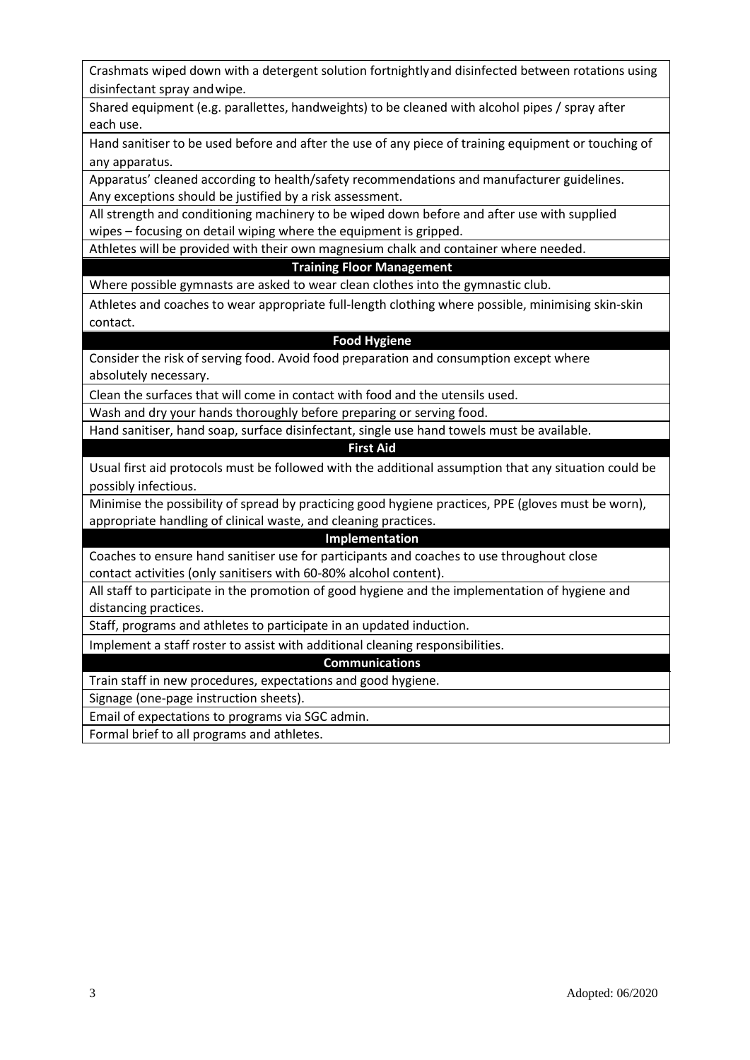| Crashmats wiped down with a detergent solution fortnightly and disinfected between rotations using disinfectant spray and wipe. |
| --- |
| Shared equipment (e.g. parallettes, handweights) to be cleaned with alcohol pipes / spray after each use. |
| Hand sanitiser to be used before and after the use of any piece of training equipment or touching of any apparatus. |
| Apparatus' cleaned according to health/safety recommendations and manufacturer guidelines. Any exceptions should be justified by a risk assessment. |
| All strength and conditioning machinery to be wiped down before and after use with supplied wipes – focusing on detail wiping where the equipment is gripped. |
| Athletes will be provided with their own magnesium chalk and container where needed. |
| **Training Floor Management** |
| Where possible gymnasts are asked to wear clean clothes into the gymnastic club. |
| Athletes and coaches to wear appropriate full-length clothing where possible, minimising skin-skin contact. |
| **Food Hygiene** |
| Consider the risk of serving food. Avoid food preparation and consumption except where absolutely necessary. |
| Clean the surfaces that will come in contact with food and the utensils used. |
| Wash and dry your hands thoroughly before preparing or serving food. |
| Hand sanitiser, hand soap, surface disinfectant, single use hand towels must be available. |
| **First Aid** |
| Usual first aid protocols must be followed with the additional assumption that any situation could be possibly infectious. |
| Minimise the possibility of spread by practicing good hygiene practices, PPE (gloves must be worn), appropriate handling of clinical waste, and cleaning practices. |
| **Implementation** |
| Coaches to ensure hand sanitiser use for participants and coaches to use throughout close contact activities (only sanitisers with 60-80% alcohol content). |
| All staff to participate in the promotion of good hygiene and the implementation of hygiene and distancing practices. |
| Staff, programs and athletes to participate in an updated induction. |
| Implement a staff roster to assist with additional cleaning responsibilities. |
| **Communications** |
| Train staff in new procedures, expectations and good hygiene. |
| Signage (one-page instruction sheets). |
| Email of expectations to programs via SGC admin. |
| Formal brief to all programs and athletes. |

Adopted: 06/2020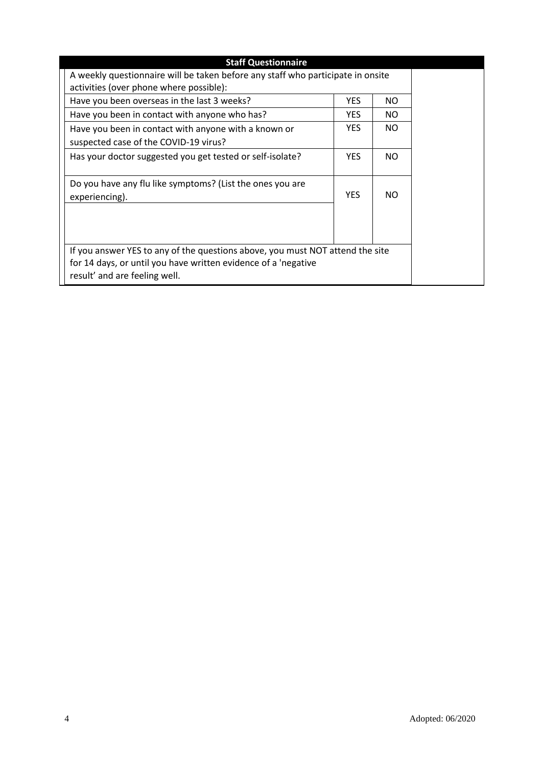| Staff Questionnaire | | |
|---|---|---|
| A weekly questionnaire will be taken before any staff who participate in onsite activities (over phone where possible): | | |
| Have you been overseas in the last 3 weeks? | YES | NO |
| Have you been in contact with anyone who has? | YES | NO |
| Have you been in contact with anyone with a known or suspected case of the COVID-19 virus? | YES | NO |
| Has your doctor suggested you get tested or self-isolate? | YES | NO |
| Do you have any flu like symptoms? (List the ones you are experiencing). | YES | NO |
| | | |
| If you answer YES to any of the questions above, you must NOT attend the site for 14 days, or until you have written evidence of a 'negative result' and are feeling well. | | |

Adopted: 06/2020